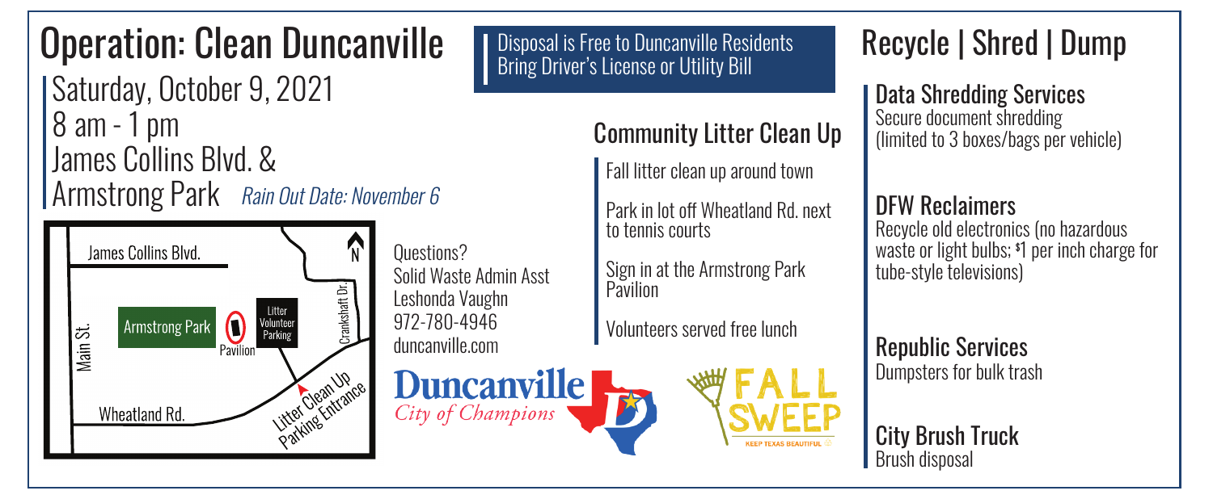# Operation: Clean Duncanville

Saturday, October 9, 2021
8 am - 1 pm
James Collins Blvd. &
Armstrong Park *Rain Out Date: November 6*

James Collins Blvd.
Main St.
Armstrong Park
Pavilion
Litter Volunteer Parking
Crankshaft Dr.
Wheatland Rd.
Litter Clean Up Parking Entrance
N

Questions?
Solid Waste Admin Asst
Leshonda Vaughn
972-780-4946
duncanville.com

**Duncanville**
*City of Champions*

FALL SWEEP
KEEP TEXAS BEAUTIFUL

Disposal is Free to Duncanville Residents
Bring Driver's License or Utility Bill

## Community Litter Clean Up

Fall litter clean up around town

Park in lot off Wheatland Rd. next to tennis courts

Sign in at the Armstrong Park Pavilion

Volunteers served free lunch

# Recycle | Shred | Dump

### Data Shredding Services
Secure document shredding (limited to 3 boxes/bags per vehicle)

### DFW Reclaimers
Recycle old electronics (no hazardous waste or light bulbs; $1 per inch charge for tube-style televisions)

### Republic Services
Dumpsters for bulk trash

### City Brush Truck
Brush disposal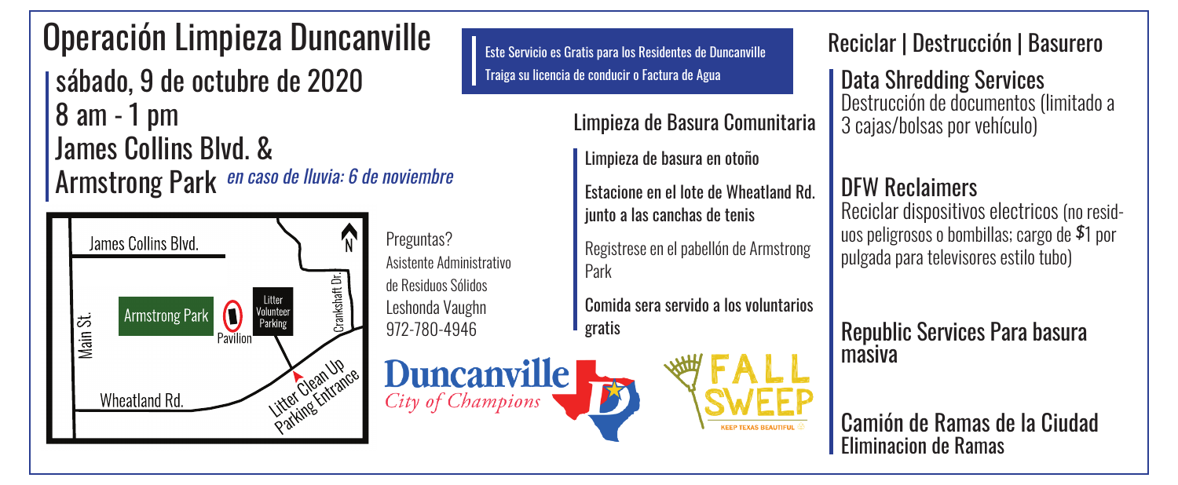# Operación Limpieza Duncanville

sábado, 9 de octubre de 2020
8 am - 1 pm
James Collins Blvd. &
Armstrong Park *en caso de lluvia: 6 de noviembre*

James Collins Blvd.
Main St.
Armstrong Park
Pavilion
Litter Volunteer Parking
Crankshaft Dr.
N
Wheatland Rd.
Litter Clean Up Parking Entrance

Preguntas?
Asistente Administrativo de Residuos Sólidos
Leshonda Vaughn
972-780-4946

Este Servicio es Gratis para los Residentes de Duncanville
Traiga su licencia de conducir o Factura de Agua

## Limpieza de Basura Comunitaria

**Limpieza de basura en otoño**

**Estacione en el lote de Wheatland Rd. junto a las canchas de tenis**

Registrese en el pabellón de Armstrong Park

**Comida sera servido a los voluntarios gratis**

Duncanville
*City of Champions*

FALL SWEEP
KEEP TEXAS BEAUTIFUL

## Reciclar | Destrucción | Basurero

### Data Shredding Services
Destrucción de documentos (limitado a 3 cajas/bolsas por vehículo)

### DFW Reclaimers
Reciclar dispositivos electricos (no residuos peligrosos o bombillas; cargo de $1 por pulgada para televisores estilo tubo)

### Republic Services Para basura masiva

### Camión de Ramas de la Ciudad
Eliminacion de Ramas